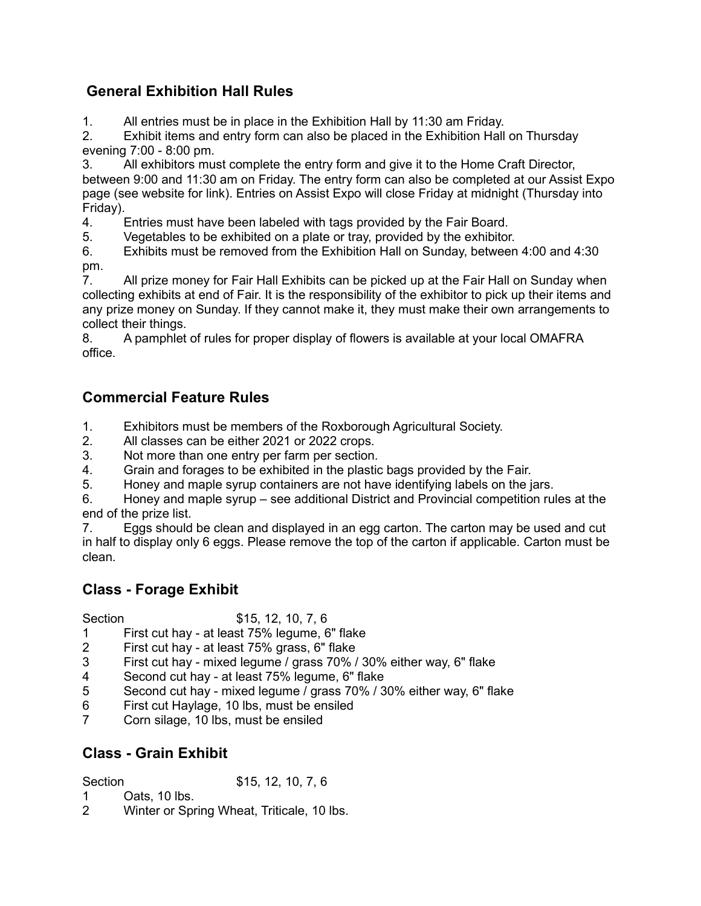## General Exhibition Hall Rules

1. All entries must be in place in the Exhibition Hall by 11:30 am Friday.
2. Exhibit items and entry form can also be placed in the Exhibition Hall on Thursday evening 7:00 - 8:00 pm.
3. All exhibitors must complete the entry form and give it to the Home Craft Director, between 9:00 and 11:30 am on Friday. The entry form can also be completed at our Assist Expo page (see website for link). Entries on Assist Expo will close Friday at midnight (Thursday into Friday).
4. Entries must have been labeled with tags provided by the Fair Board.
5. Vegetables to be exhibited on a plate or tray, provided by the exhibitor.
6. Exhibits must be removed from the Exhibition Hall on Sunday, between 4:00 and 4:30 pm.
7. All prize money for Fair Hall Exhibits can be picked up at the Fair Hall on Sunday when collecting exhibits at end of Fair. It is the responsibility of the exhibitor to pick up their items and any prize money on Sunday. If they cannot make it, they must make their own arrangements to collect their things.
8. A pamphlet of rules for proper display of flowers is available at your local OMAFRA office.

## Commercial Feature Rules

1. Exhibitors must be members of the Roxborough Agricultural Society.
2. All classes can be either 2021 or 2022 crops.
3. Not more than one entry per farm per section.
4. Grain and forages to be exhibited in the plastic bags provided by the Fair.
5. Honey and maple syrup containers are not have identifying labels on the jars.
6. Honey and maple syrup – see additional District and Provincial competition rules at the end of the prize list.
7. Eggs should be clean and displayed in an egg carton. The carton may be used and cut in half to display only 6 eggs. Please remove the top of the carton if applicable. Carton must be clean.

## Class - Forage Exhibit

Section $15, 12, 10, 7, 6

1 First cut hay - at least 75% legume, 6" flake
2 First cut hay - at least 75% grass, 6" flake
3 First cut hay - mixed legume / grass 70% / 30% either way, 6" flake
4 Second cut hay - at least 75% legume, 6" flake
5 Second cut hay - mixed legume / grass 70% / 30% either way, 6" flake
6 First cut Haylage, 10 lbs, must be ensiled
7 Corn silage, 10 lbs, must be ensiled

## Class - Grain Exhibit

Section $15, 12, 10, 7, 6

1 Oats, 10 lbs.
2 Winter or Spring Wheat, Triticale, 10 lbs.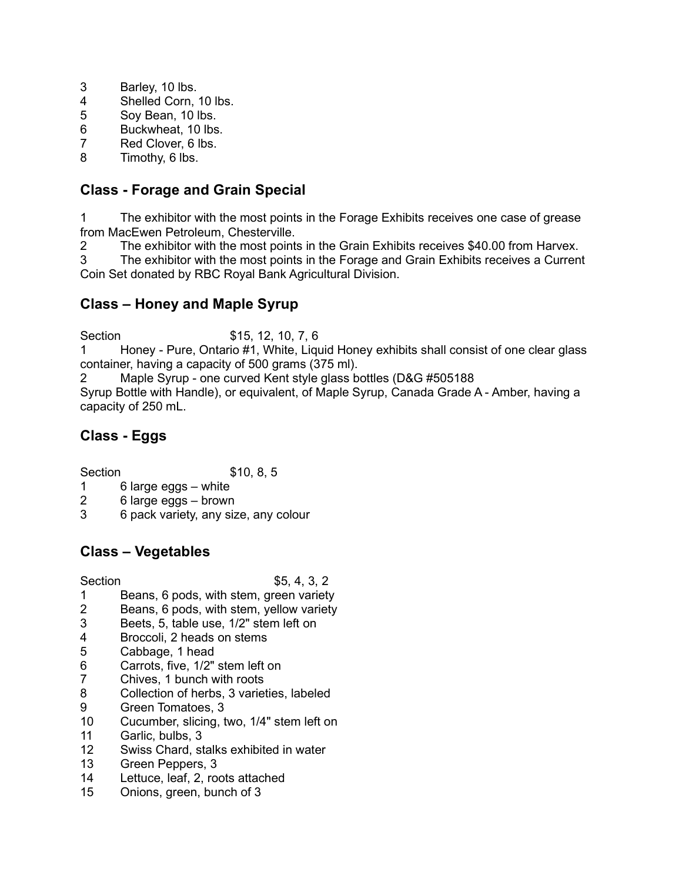3 Barley, 10 lbs.
4 Shelled Corn, 10 lbs.
5 Soy Bean, 10 lbs.
6 Buckwheat, 10 lbs.
7 Red Clover, 6 lbs.
8 Timothy, 6 lbs.

## Class - Forage and Grain Special

1 The exhibitor with the most points in the Forage Exhibits receives one case of grease from MacEwen Petroleum, Chesterville.
2 The exhibitor with the most points in the Grain Exhibits receives $40.00 from Harvex.
3 The exhibitor with the most points in the Forage and Grain Exhibits receives a Current Coin Set donated by RBC Royal Bank Agricultural Division.

## Class – Honey and Maple Syrup

Section $15, 12, 10, 7, 6
1 Honey - Pure, Ontario #1, White, Liquid Honey exhibits shall consist of one clear glass container, having a capacity of 500 grams (375 ml).
2 Maple Syrup - one curved Kent style glass bottles (D&G #505188 Syrup Bottle with Handle), or equivalent, of Maple Syrup, Canada Grade A - Amber, having a capacity of 250 mL.

## Class - Eggs

Section $10, 8, 5
1 6 large eggs – white
2 6 large eggs – brown
3 6 pack variety, any size, any colour

## Class – Vegetables

Section $5, 4, 3, 2
1 Beans, 6 pods, with stem, green variety
2 Beans, 6 pods, with stem, yellow variety
3 Beets, 5, table use, 1/2" stem left on
4 Broccoli, 2 heads on stems
5 Cabbage, 1 head
6 Carrots, five, 1/2" stem left on
7 Chives, 1 bunch with roots
8 Collection of herbs, 3 varieties, labeled
9 Green Tomatoes, 3
10 Cucumber, slicing, two, 1/4" stem left on
11 Garlic, bulbs, 3
12 Swiss Chard, stalks exhibited in water
13 Green Peppers, 3
14 Lettuce, leaf, 2, roots attached
15 Onions, green, bunch of 3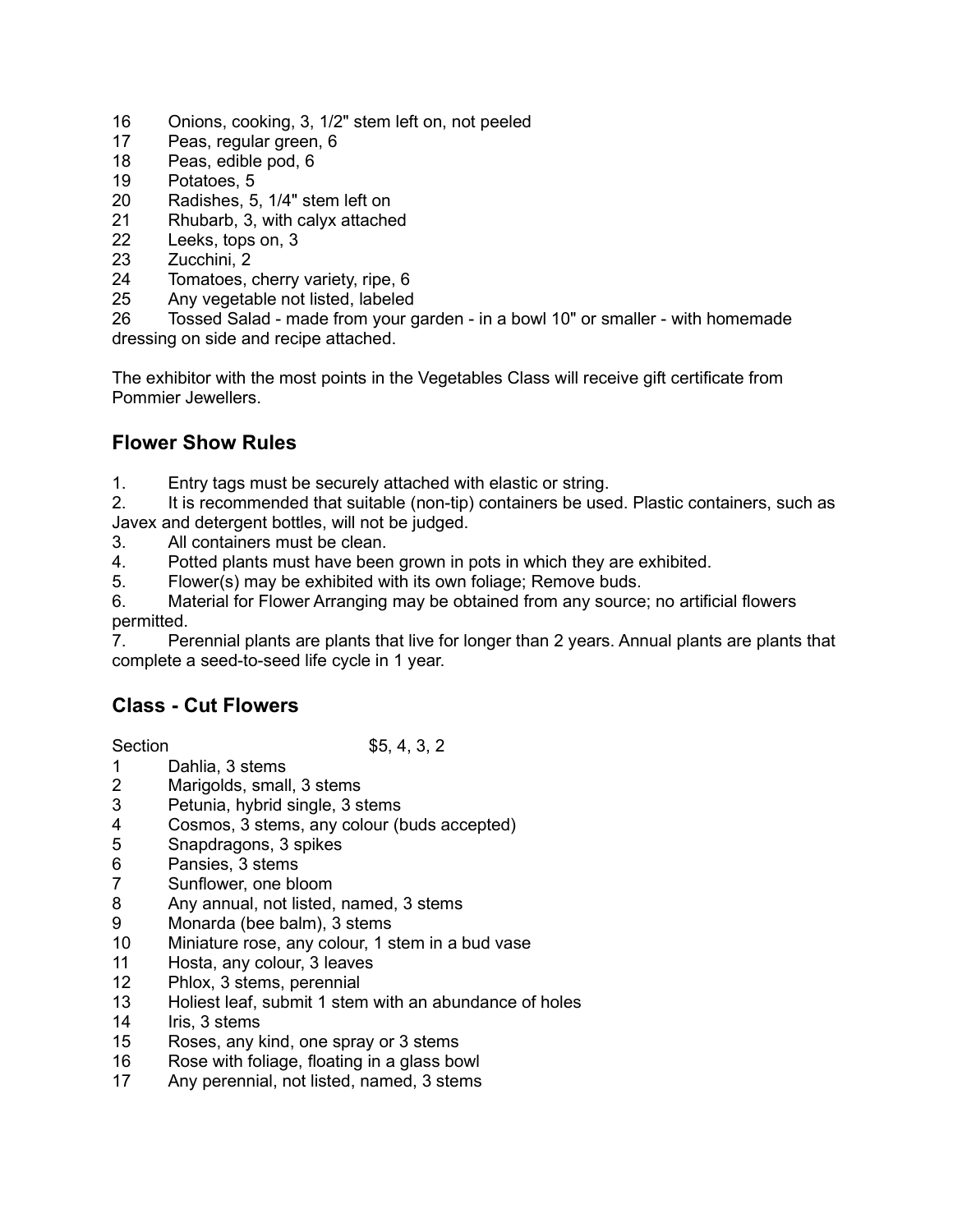16 Onions, cooking, 3, 1/2" stem left on, not peeled
17 Peas, regular green, 6
18 Peas, edible pod, 6
19 Potatoes, 5
20 Radishes, 5, 1/4" stem left on
21 Rhubarb, 3, with calyx attached
22 Leeks, tops on, 3
23 Zucchini, 2
24 Tomatoes, cherry variety, ripe, 6
25 Any vegetable not listed, labeled
26 Tossed Salad - made from your garden - in a bowl 10" or smaller - with homemade dressing on side and recipe attached.

The exhibitor with the most points in the Vegetables Class will receive gift certificate from Pommier Jewellers.

## Flower Show Rules

1. Entry tags must be securely attached with elastic or string.
2. It is recommended that suitable (non-tip) containers be used. Plastic containers, such as Javex and detergent bottles, will not be judged.
3. All containers must be clean.
4. Potted plants must have been grown in pots in which they are exhibited.
5. Flower(s) may be exhibited with its own foliage; Remove buds.
6. Material for Flower Arranging may be obtained from any source; no artificial flowers permitted.
7. Perennial plants are plants that live for longer than 2 years. Annual plants are plants that complete a seed-to-seed life cycle in 1 year.

## Class - Cut Flowers

Section $5, 4, 3, 2

1 Dahlia, 3 stems
2 Marigolds, small, 3 stems
3 Petunia, hybrid single, 3 stems
4 Cosmos, 3 stems, any colour (buds accepted)
5 Snapdragons, 3 spikes
6 Pansies, 3 stems
7 Sunflower, one bloom
8 Any annual, not listed, named, 3 stems
9 Monarda (bee balm), 3 stems
10 Miniature rose, any colour, 1 stem in a bud vase
11 Hosta, any colour, 3 leaves
12 Phlox, 3 stems, perennial
13 Holiest leaf, submit 1 stem with an abundance of holes
14 Iris, 3 stems
15 Roses, any kind, one spray or 3 stems
16 Rose with foliage, floating in a glass bowl
17 Any perennial, not listed, named, 3 stems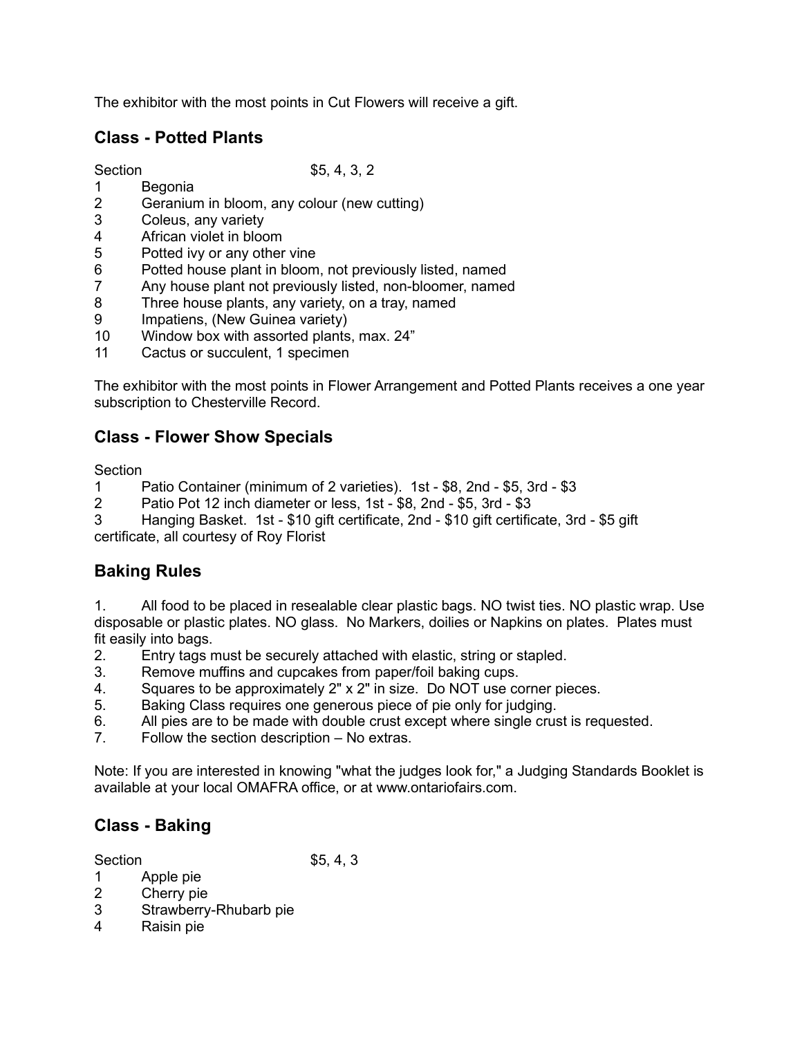The exhibitor with the most points in Cut Flowers will receive a gift.

## Class - Potted Plants

Section $5, 4, 3, 2

1 Begonia
2 Geranium in bloom, any colour (new cutting)
3 Coleus, any variety
4 African violet in bloom
5 Potted ivy or any other vine
6 Potted house plant in bloom, not previously listed, named
7 Any house plant not previously listed, non-bloomer, named
8 Three house plants, any variety, on a tray, named
9 Impatiens, (New Guinea variety)
10 Window box with assorted plants, max. 24”
11 Cactus or succulent, 1 specimen

The exhibitor with the most points in Flower Arrangement and Potted Plants receives a one year subscription to Chesterville Record.

## Class - Flower Show Specials

Section

1 Patio Container (minimum of 2 varieties). 1st - $8, 2nd - $5, 3rd - $3
2 Patio Pot 12 inch diameter or less, 1st - $8, 2nd - $5, 3rd - $3
3 Hanging Basket. 1st - $10 gift certificate, 2nd - $10 gift certificate, 3rd - $5 gift certificate, all courtesy of Roy Florist

## Baking Rules

1. All food to be placed in resealable clear plastic bags. NO twist ties. NO plastic wrap. Use disposable or plastic plates. NO glass. No Markers, doilies or Napkins on plates. Plates must fit easily into bags.
2. Entry tags must be securely attached with elastic, string or stapled.
3. Remove muffins and cupcakes from paper/foil baking cups.
4. Squares to be approximately 2" x 2" in size. Do NOT use corner pieces.
5. Baking Class requires one generous piece of pie only for judging.
6. All pies are to be made with double crust except where single crust is requested.
7. Follow the section description – No extras.

Note: If you are interested in knowing "what the judges look for," a Judging Standards Booklet is available at your local OMAFRA office, or at www.ontariofairs.com.

## Class - Baking

Section $5, 4, 3

1 Apple pie
2 Cherry pie
3 Strawberry-Rhubarb pie
4 Raisin pie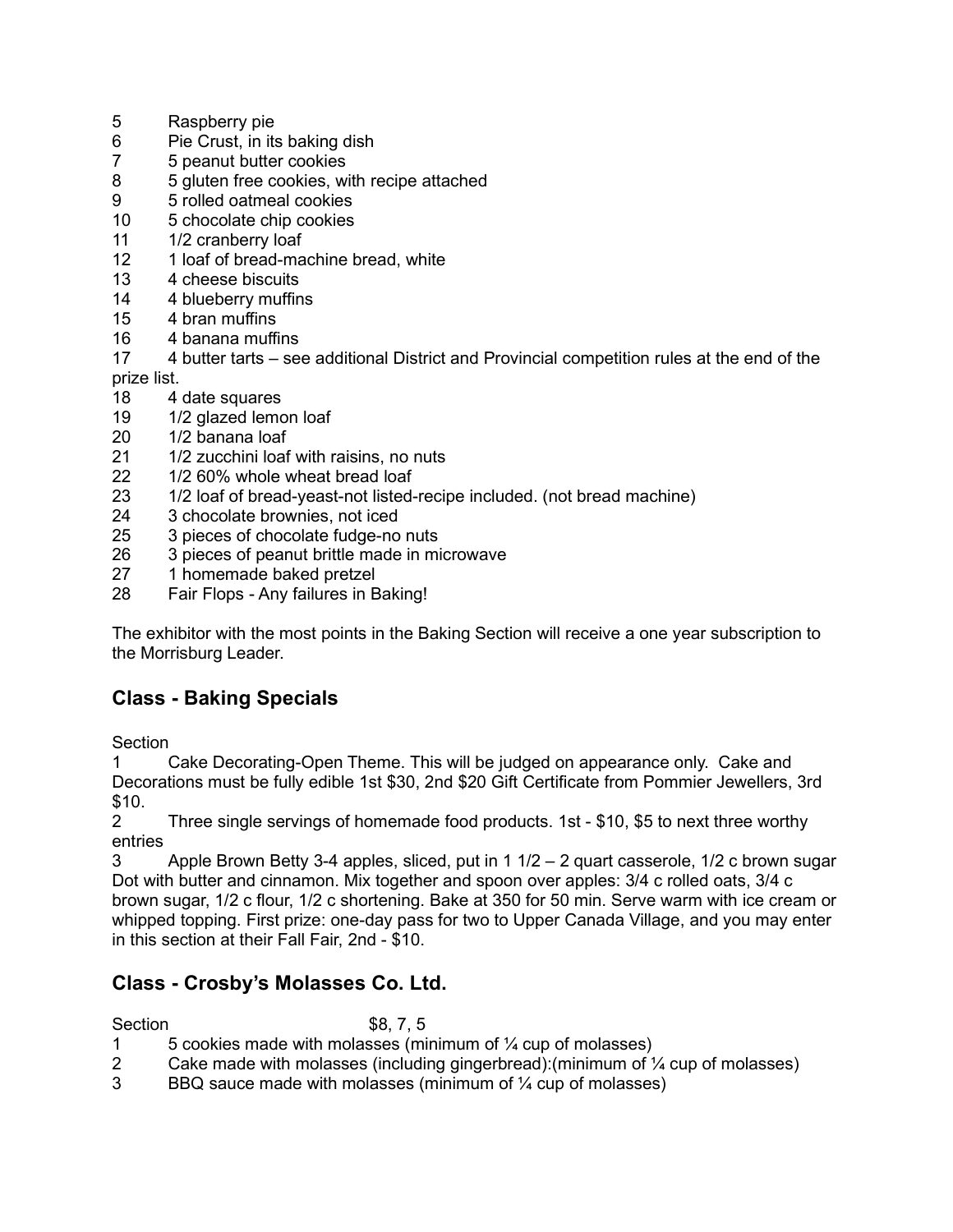5 Raspberry pie
6 Pie Crust, in its baking dish
7 5 peanut butter cookies
8 5 gluten free cookies, with recipe attached
9 5 rolled oatmeal cookies
10 5 chocolate chip cookies
11 1/2 cranberry loaf
12 1 loaf of bread-machine bread, white
13 4 cheese biscuits
14 4 blueberry muffins
15 4 bran muffins
16 4 banana muffins
17 4 butter tarts – see additional District and Provincial competition rules at the end of the prize list.
18 4 date squares
19 1/2 glazed lemon loaf
20 1/2 banana loaf
21 1/2 zucchini loaf with raisins, no nuts
22 1/2 60% whole wheat bread loaf
23 1/2 loaf of bread-yeast-not listed-recipe included. (not bread machine)
24 3 chocolate brownies, not iced
25 3 pieces of chocolate fudge-no nuts
26 3 pieces of peanut brittle made in microwave
27 1 homemade baked pretzel
28 Fair Flops - Any failures in Baking!

The exhibitor with the most points in the Baking Section will receive a one year subscription to the Morrisburg Leader.

## Class - Baking Specials

Section

1 Cake Decorating-Open Theme. This will be judged on appearance only. Cake and Decorations must be fully edible 1st $30, 2nd $20 Gift Certificate from Pommier Jewellers, 3rd $10.

2 Three single servings of homemade food products. 1st - $10, $5 to next three worthy entries

3 Apple Brown Betty 3-4 apples, sliced, put in 1 1/2 – 2 quart casserole, 1/2 c brown sugar Dot with butter and cinnamon. Mix together and spoon over apples: 3/4 c rolled oats, 3/4 c brown sugar, 1/2 c flour, 1/2 c shortening. Bake at 350 for 50 min. Serve warm with ice cream or whipped topping. First prize: one-day pass for two to Upper Canada Village, and you may enter in this section at their Fall Fair, 2nd - $10.

## Class - Crosby's Molasses Co. Ltd.

Section $8, 7, 5

1 5 cookies made with molasses (minimum of ¼ cup of molasses)
2 Cake made with molasses (including gingerbread):(minimum of ¼ cup of molasses)
3 BBQ sauce made with molasses (minimum of ¼ cup of molasses)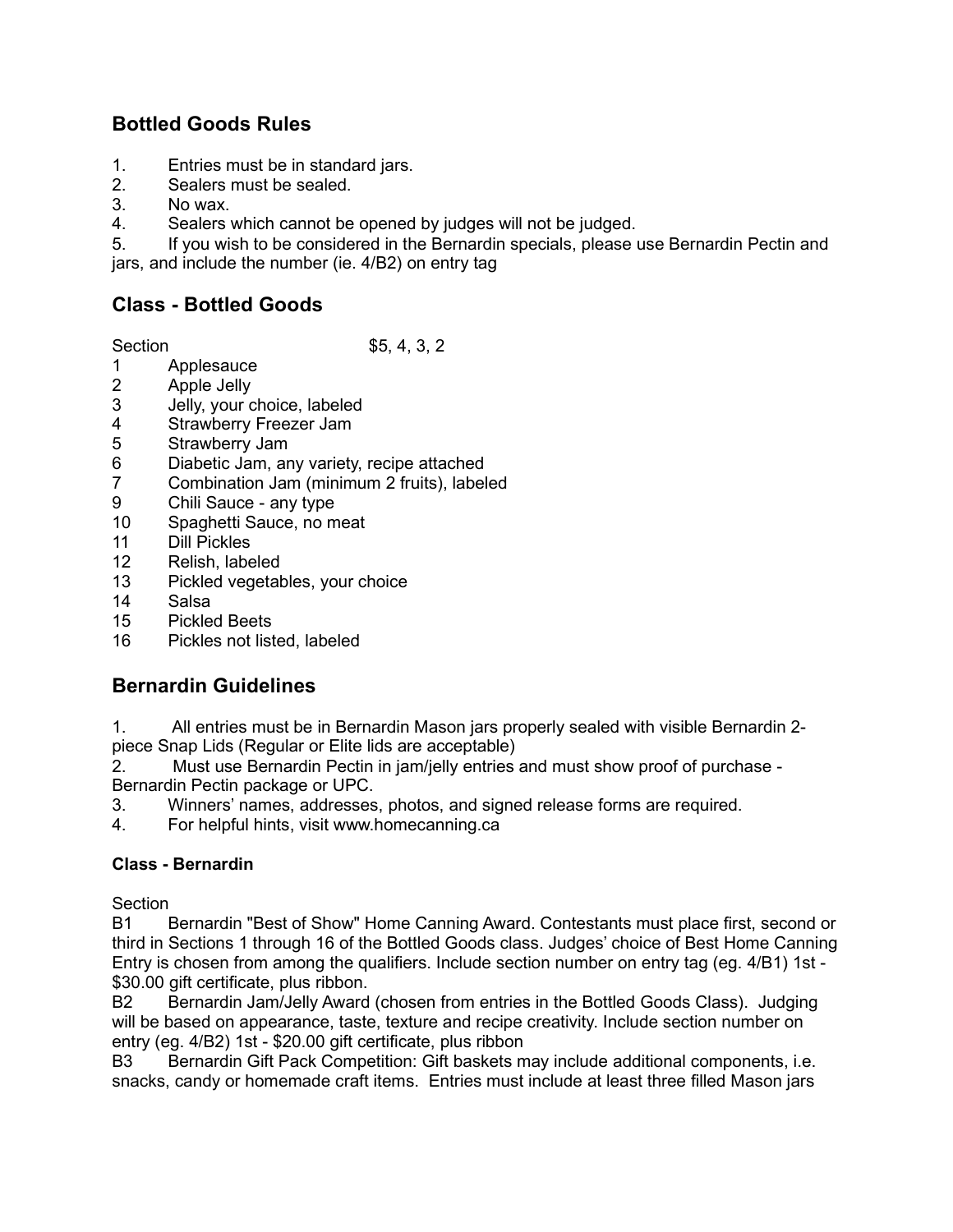## Bottled Goods Rules

1. Entries must be in standard jars.
2. Sealers must be sealed.
3. No wax.
4. Sealers which cannot be opened by judges will not be judged.
5. If you wish to be considered in the Bernardin specials, please use Bernardin Pectin and jars, and include the number (ie. 4/B2) on entry tag

## Class - Bottled Goods

Section $5, 4, 3, 2

1 Applesauce
2 Apple Jelly
3 Jelly, your choice, labeled
4 Strawberry Freezer Jam
5 Strawberry Jam
6 Diabetic Jam, any variety, recipe attached
7 Combination Jam (minimum 2 fruits), labeled
9 Chili Sauce - any type
10 Spaghetti Sauce, no meat
11 Dill Pickles
12 Relish, labeled
13 Pickled vegetables, your choice
14 Salsa
15 Pickled Beets
16 Pickles not listed, labeled

## Bernardin Guidelines

1. All entries must be in Bernardin Mason jars properly sealed with visible Bernardin 2-piece Snap Lids (Regular or Elite lids are acceptable)
2. Must use Bernardin Pectin in jam/jelly entries and must show proof of purchase - Bernardin Pectin package or UPC.
3. Winners' names, addresses, photos, and signed release forms are required.
4. For helpful hints, visit www.homecanning.ca

### Class - Bernardin

Section

B1 Bernardin "Best of Show" Home Canning Award. Contestants must place first, second or third in Sections 1 through 16 of the Bottled Goods class. Judges' choice of Best Home Canning Entry is chosen from among the qualifiers. Include section number on entry tag (eg. 4/B1) 1st - $30.00 gift certificate, plus ribbon.

B2 Bernardin Jam/Jelly Award (chosen from entries in the Bottled Goods Class). Judging will be based on appearance, taste, texture and recipe creativity. Include section number on entry (eg. 4/B2) 1st - $20.00 gift certificate, plus ribbon

B3 Bernardin Gift Pack Competition: Gift baskets may include additional components, i.e. snacks, candy or homemade craft items. Entries must include at least three filled Mason jars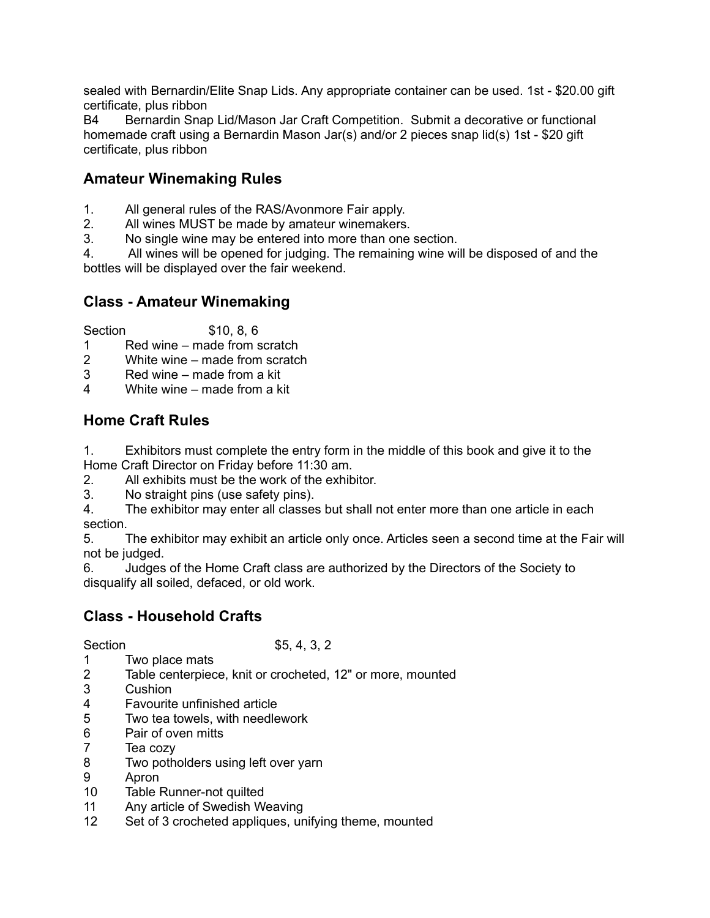sealed with Bernardin/Elite Snap Lids. Any appropriate container can be used. 1st - $20.00 gift certificate, plus ribbon

B4 Bernardin Snap Lid/Mason Jar Craft Competition. Submit a decorative or functional homemade craft using a Bernardin Mason Jar(s) and/or 2 pieces snap lid(s) 1st - $20 gift certificate, plus ribbon

## Amateur Winemaking Rules

1. All general rules of the RAS/Avonmore Fair apply.
2. All wines MUST be made by amateur winemakers.
3. No single wine may be entered into more than one section.
4. All wines will be opened for judging. The remaining wine will be disposed of and the bottles will be displayed over the fair weekend.

## Class - Amateur Winemaking

Section $10, 8, 6

1 Red wine – made from scratch
2 White wine – made from scratch
3 Red wine – made from a kit
4 White wine – made from a kit

## Home Craft Rules

1. Exhibitors must complete the entry form in the middle of this book and give it to the Home Craft Director on Friday before 11:30 am.
2. All exhibits must be the work of the exhibitor.
3. No straight pins (use safety pins).
4. The exhibitor may enter all classes but shall not enter more than one article in each section.
5. The exhibitor may exhibit an article only once. Articles seen a second time at the Fair will not be judged.
6. Judges of the Home Craft class are authorized by the Directors of the Society to disqualify all soiled, defaced, or old work.

## Class - Household Crafts

Section $5, 4, 3, 2

1 Two place mats
2 Table centerpiece, knit or crocheted, 12" or more, mounted
3 Cushion
4 Favourite unfinished article
5 Two tea towels, with needlework
6 Pair of oven mitts
7 Tea cozy
8 Two potholders using left over yarn
9 Apron
10 Table Runner-not quilted
11 Any article of Swedish Weaving
12 Set of 3 crocheted appliques, unifying theme, mounted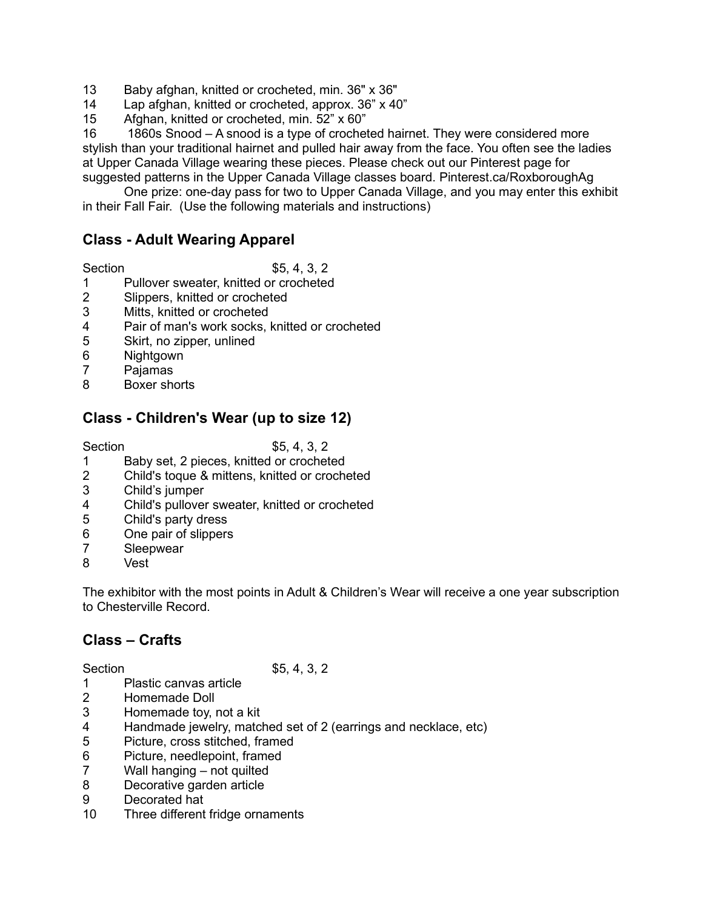13 Baby afghan, knitted or crocheted, min. 36" x 36"
14 Lap afghan, knitted or crocheted, approx. 36" x 40"
15 Afghan, knitted or crocheted, min. 52" x 60"
16 1860s Snood – A snood is a type of crocheted hairnet. They were considered more stylish than your traditional hairnet and pulled hair away from the face. You often see the ladies at Upper Canada Village wearing these pieces. Please check out our Pinterest page for suggested patterns in the Upper Canada Village classes board. Pinterest.ca/RoxboroughAg

One prize: one-day pass for two to Upper Canada Village, and you may enter this exhibit in their Fall Fair. (Use the following materials and instructions)

## Class - Adult Wearing Apparel

| Section | $5, 4, 3, 2 |
|---|---|
| 1 | Pullover sweater, knitted or crocheted |
| 2 | Slippers, knitted or crocheted |
| 3 | Mitts, knitted or crocheted |
| 4 | Pair of man's work socks, knitted or crocheted |
| 5 | Skirt, no zipper, unlined |
| 6 | Nightgown |
| 7 | Pajamas |
| 8 | Boxer shorts |

## Class - Children's Wear (up to size 12)

| Section | $5, 4, 3, 2 |
|---|---|
| 1 | Baby set, 2 pieces, knitted or crocheted |
| 2 | Child's toque & mittens, knitted or crocheted |
| 3 | Child's jumper |
| 4 | Child's pullover sweater, knitted or crocheted |
| 5 | Child's party dress |
| 6 | One pair of slippers |
| 7 | Sleepwear |
| 8 | Vest |

The exhibitor with the most points in Adult & Children's Wear will receive a one year subscription to Chesterville Record.

## Class – Crafts

| Section | $5, 4, 3, 2 |
|---|---|
| 1 | Plastic canvas article |
| 2 | Homemade Doll |
| 3 | Homemade toy, not a kit |
| 4 | Handmade jewelry, matched set of 2 (earrings and necklace, etc) |
| 5 | Picture, cross stitched, framed |
| 6 | Picture, needlepoint, framed |
| 7 | Wall hanging – not quilted |
| 8 | Decorative garden article |
| 9 | Decorated hat |
| 10 | Three different fridge ornaments |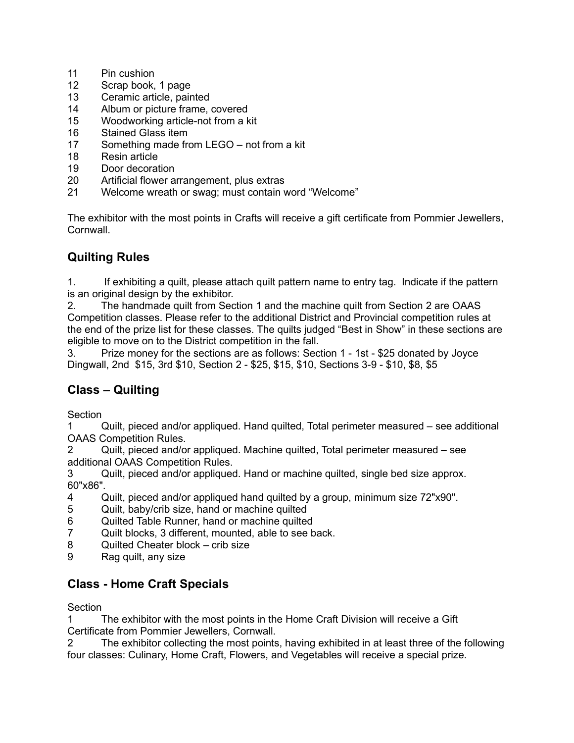11 Pin cushion
12 Scrap book, 1 page
13 Ceramic article, painted
14 Album or picture frame, covered
15 Woodworking article-not from a kit
16 Stained Glass item
17 Something made from LEGO – not from a kit
18 Resin article
19 Door decoration
20 Artificial flower arrangement, plus extras
21 Welcome wreath or swag; must contain word "Welcome"

The exhibitor with the most points in Crafts will receive a gift certificate from Pommier Jewellers, Cornwall.

## Quilting Rules

1. If exhibiting a quilt, please attach quilt pattern name to entry tag. Indicate if the pattern is an original design by the exhibitor.
2. The handmade quilt from Section 1 and the machine quilt from Section 2 are OAAS Competition classes. Please refer to the additional District and Provincial competition rules at the end of the prize list for these classes. The quilts judged "Best in Show" in these sections are eligible to move on to the District competition in the fall.
3. Prize money for the sections are as follows: Section 1 - 1st - $25 donated by Joyce Dingwall, 2nd $15, 3rd $10, Section 2 - $25, $15, $10, Sections 3-9 - $10, $8, $5

## Class – Quilting

Section

1 Quilt, pieced and/or appliqued. Hand quilted, Total perimeter measured – see additional OAAS Competition Rules.
2 Quilt, pieced and/or appliqued. Machine quilted, Total perimeter measured – see additional OAAS Competition Rules.
3 Quilt, pieced and/or appliqued. Hand or machine quilted, single bed size approx. 60"x86".
4 Quilt, pieced and/or appliqued hand quilted by a group, minimum size 72"x90".
5 Quilt, baby/crib size, hand or machine quilted
6 Quilted Table Runner, hand or machine quilted
7 Quilt blocks, 3 different, mounted, able to see back.
8 Quilted Cheater block – crib size
9 Rag quilt, any size

## Class - Home Craft Specials

Section

1 The exhibitor with the most points in the Home Craft Division will receive a Gift Certificate from Pommier Jewellers, Cornwall.
2 The exhibitor collecting the most points, having exhibited in at least three of the following four classes: Culinary, Home Craft, Flowers, and Vegetables will receive a special prize.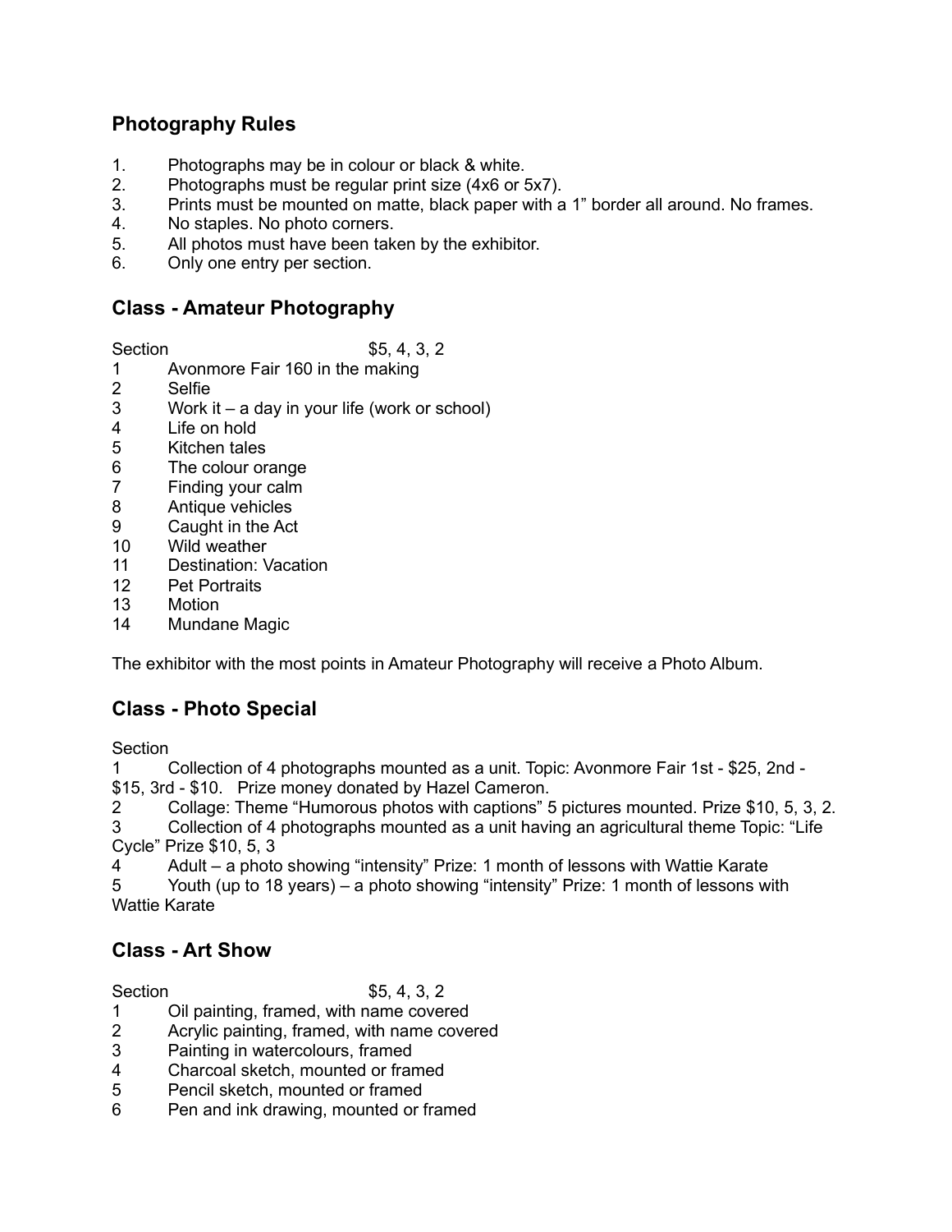## Photography Rules

1. Photographs may be in colour or black & white.
2. Photographs must be regular print size (4x6 or 5x7).
3. Prints must be mounted on matte, black paper with a 1" border all around. No frames.
4. No staples. No photo corners.
5. All photos must have been taken by the exhibitor.
6. Only one entry per section.

## Class - Amateur Photography

Section $5, 4, 3, 2

1 Avonmore Fair 160 in the making
2 Selfie
3 Work it – a day in your life (work or school)
4 Life on hold
5 Kitchen tales
6 The colour orange
7 Finding your calm
8 Antique vehicles
9 Caught in the Act
10 Wild weather
11 Destination: Vacation
12 Pet Portraits
13 Motion
14 Mundane Magic

The exhibitor with the most points in Amateur Photography will receive a Photo Album.

## Class - Photo Special

Section

1 Collection of 4 photographs mounted as a unit. Topic: Avonmore Fair 1st - $25, 2nd - $15, 3rd - $10. Prize money donated by Hazel Cameron.
2 Collage: Theme "Humorous photos with captions" 5 pictures mounted. Prize $10, 5, 3, 2.
3 Collection of 4 photographs mounted as a unit having an agricultural theme Topic: "Life Cycle" Prize $10, 5, 3
4 Adult – a photo showing "intensity" Prize: 1 month of lessons with Wattie Karate
5 Youth (up to 18 years) – a photo showing "intensity" Prize: 1 month of lessons with Wattie Karate

## Class - Art Show

Section $5, 4, 3, 2

1 Oil painting, framed, with name covered
2 Acrylic painting, framed, with name covered
3 Painting in watercolours, framed
4 Charcoal sketch, mounted or framed
5 Pencil sketch, mounted or framed
6 Pen and ink drawing, mounted or framed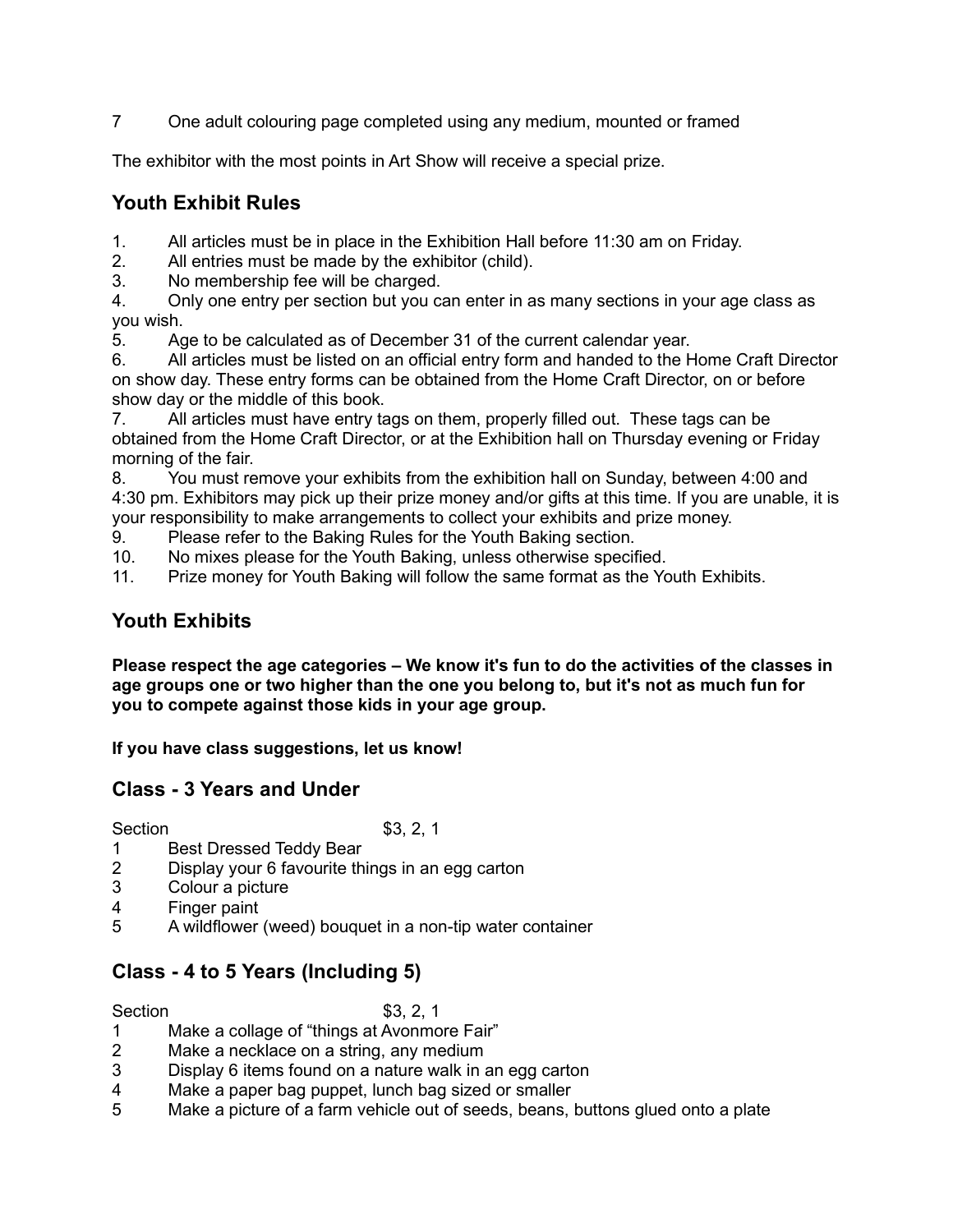7 One adult colouring page completed using any medium, mounted or framed

The exhibitor with the most points in Art Show will receive a special prize.

## Youth Exhibit Rules

1. All articles must be in place in the Exhibition Hall before 11:30 am on Friday.
2. All entries must be made by the exhibitor (child).
3. No membership fee will be charged.
4. Only one entry per section but you can enter in as many sections in your age class as you wish.
5. Age to be calculated as of December 31 of the current calendar year.
6. All articles must be listed on an official entry form and handed to the Home Craft Director on show day. These entry forms can be obtained from the Home Craft Director, on or before show day or the middle of this book.
7. All articles must have entry tags on them, properly filled out. These tags can be obtained from the Home Craft Director, or at the Exhibition hall on Thursday evening or Friday morning of the fair.
8. You must remove your exhibits from the exhibition hall on Sunday, between 4:00 and 4:30 pm. Exhibitors may pick up their prize money and/or gifts at this time. If you are unable, it is your responsibility to make arrangements to collect your exhibits and prize money.
9. Please refer to the Baking Rules for the Youth Baking section.
10. No mixes please for the Youth Baking, unless otherwise specified.
11. Prize money for Youth Baking will follow the same format as the Youth Exhibits.

## Youth Exhibits

**Please respect the age categories – We know it's fun to do the activities of the classes in age groups one or two higher than the one you belong to, but it's not as much fun for you to compete against those kids in your age group.**

**If you have class suggestions, let us know!**

## Class - 3 Years and Under

Section $3, 2, 1

1 Best Dressed Teddy Bear
2 Display your 6 favourite things in an egg carton
3 Colour a picture
4 Finger paint
5 A wildflower (weed) bouquet in a non-tip water container

## Class - 4 to 5 Years (Including 5)

Section $3, 2, 1

1 Make a collage of "things at Avonmore Fair"
2 Make a necklace on a string, any medium
3 Display 6 items found on a nature walk in an egg carton
4 Make a paper bag puppet, lunch bag sized or smaller
5 Make a picture of a farm vehicle out of seeds, beans, buttons glued onto a plate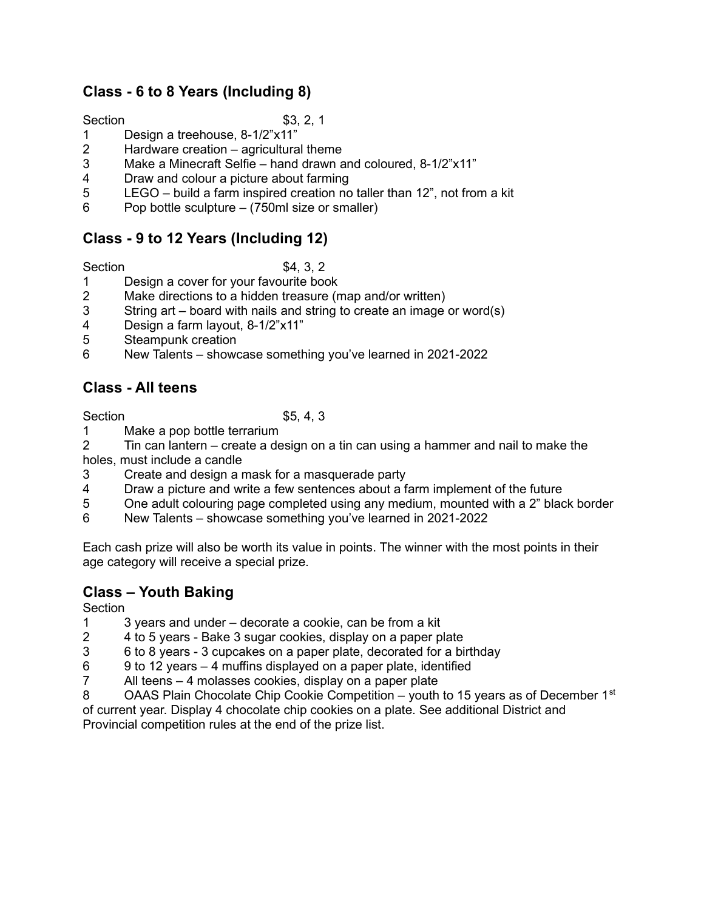## Class - 6 to 8 Years (Including 8)

Section $3, 2, 1

1 Design a treehouse, 8-1/2"x11"
2 Hardware creation – agricultural theme
3 Make a Minecraft Selfie – hand drawn and coloured, 8-1/2"x11"
4 Draw and colour a picture about farming
5 LEGO – build a farm inspired creation no taller than 12", not from a kit
6 Pop bottle sculpture – (750ml size or smaller)

## Class - 9 to 12 Years (Including 12)

Section $4, 3, 2

1 Design a cover for your favourite book
2 Make directions to a hidden treasure (map and/or written)
3 String art – board with nails and string to create an image or word(s)
4 Design a farm layout, 8-1/2"x11"
5 Steampunk creation
6 New Talents – showcase something you've learned in 2021-2022

## Class - All teens

Section $5, 4, 3

1 Make a pop bottle terrarium
2 Tin can lantern – create a design on a tin can using a hammer and nail to make the holes, must include a candle
3 Create and design a mask for a masquerade party
4 Draw a picture and write a few sentences about a farm implement of the future
5 One adult colouring page completed using any medium, mounted with a 2" black border
6 New Talents – showcase something you've learned in 2021-2022

Each cash prize will also be worth its value in points. The winner with the most points in their age category will receive a special prize.

## Class – Youth Baking

Section

1 3 years and under – decorate a cookie, can be from a kit
2 4 to 5 years - Bake 3 sugar cookies, display on a paper plate
3 6 to 8 years - 3 cupcakes on a paper plate, decorated for a birthday
6 9 to 12 years – 4 muffins displayed on a paper plate, identified
7 All teens – 4 molasses cookies, display on a paper plate
8 OAAS Plain Chocolate Chip Cookie Competition – youth to 15 years as of December 1st of current year. Display 4 chocolate chip cookies on a plate. See additional District and Provincial competition rules at the end of the prize list.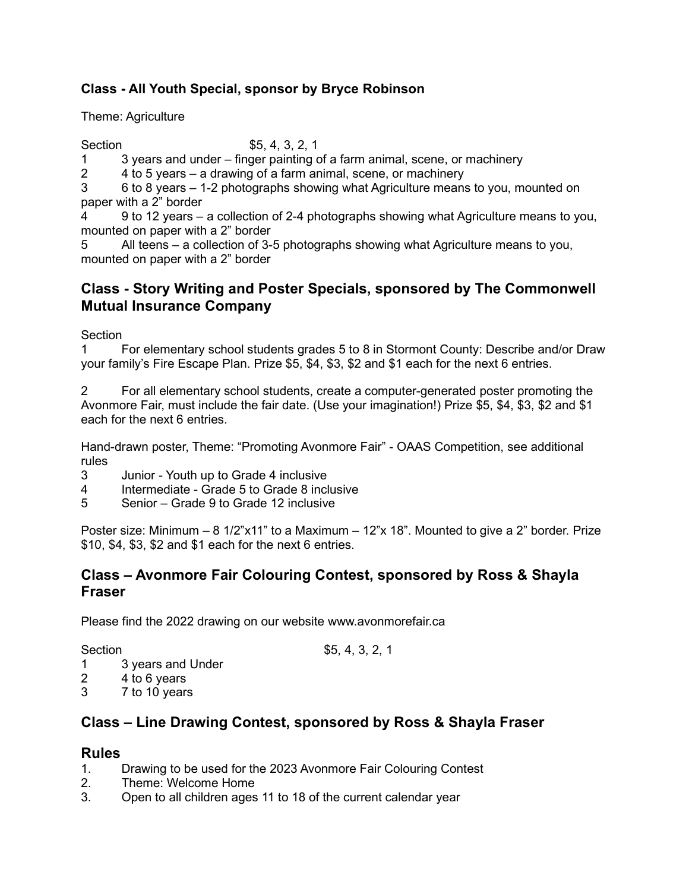### Class - All Youth Special, sponsor by Bryce Robinson

Theme: Agriculture

Section $5, 4, 3, 2, 1

1 3 years and under – finger painting of a farm animal, scene, or machinery
2 4 to 5 years – a drawing of a farm animal, scene, or machinery
3 6 to 8 years – 1-2 photographs showing what Agriculture means to you, mounted on paper with a 2” border
4 9 to 12 years – a collection of 2-4 photographs showing what Agriculture means to you, mounted on paper with a 2” border
5 All teens – a collection of 3-5 photographs showing what Agriculture means to you, mounted on paper with a 2” border

## Class - Story Writing and Poster Specials, sponsored by The Commonwell Mutual Insurance Company

Section

1 For elementary school students grades 5 to 8 in Stormont County: Describe and/or Draw your family’s Fire Escape Plan. Prize $5, $4, $3, $2 and $1 each for the next 6 entries.

2 For all elementary school students, create a computer-generated poster promoting the Avonmore Fair, must include the fair date. (Use your imagination!) Prize $5, $4, $3, $2 and $1 each for the next 6 entries.

Hand-drawn poster, Theme: “Promoting Avonmore Fair” - OAAS Competition, see additional rules

3 Junior - Youth up to Grade 4 inclusive
4 Intermediate - Grade 5 to Grade 8 inclusive
5 Senior – Grade 9 to Grade 12 inclusive

Poster size: Minimum – 8 1/2”x11” to a Maximum – 12”x 18”. Mounted to give a 2” border. Prize $10, $4, $3, $2 and $1 each for the next 6 entries.

## Class – Avonmore Fair Colouring Contest, sponsored by Ross & Shayla Fraser

Please find the 2022 drawing on our website www.avonmorefair.ca

Section $5, 4, 3, 2, 1

1 3 years and Under
2 4 to 6 years
3 7 to 10 years

## Class – Line Drawing Contest, sponsored by Ross & Shayla Fraser

## Rules

1. Drawing to be used for the 2023 Avonmore Fair Colouring Contest
2. Theme: Welcome Home
3. Open to all children ages 11 to 18 of the current calendar year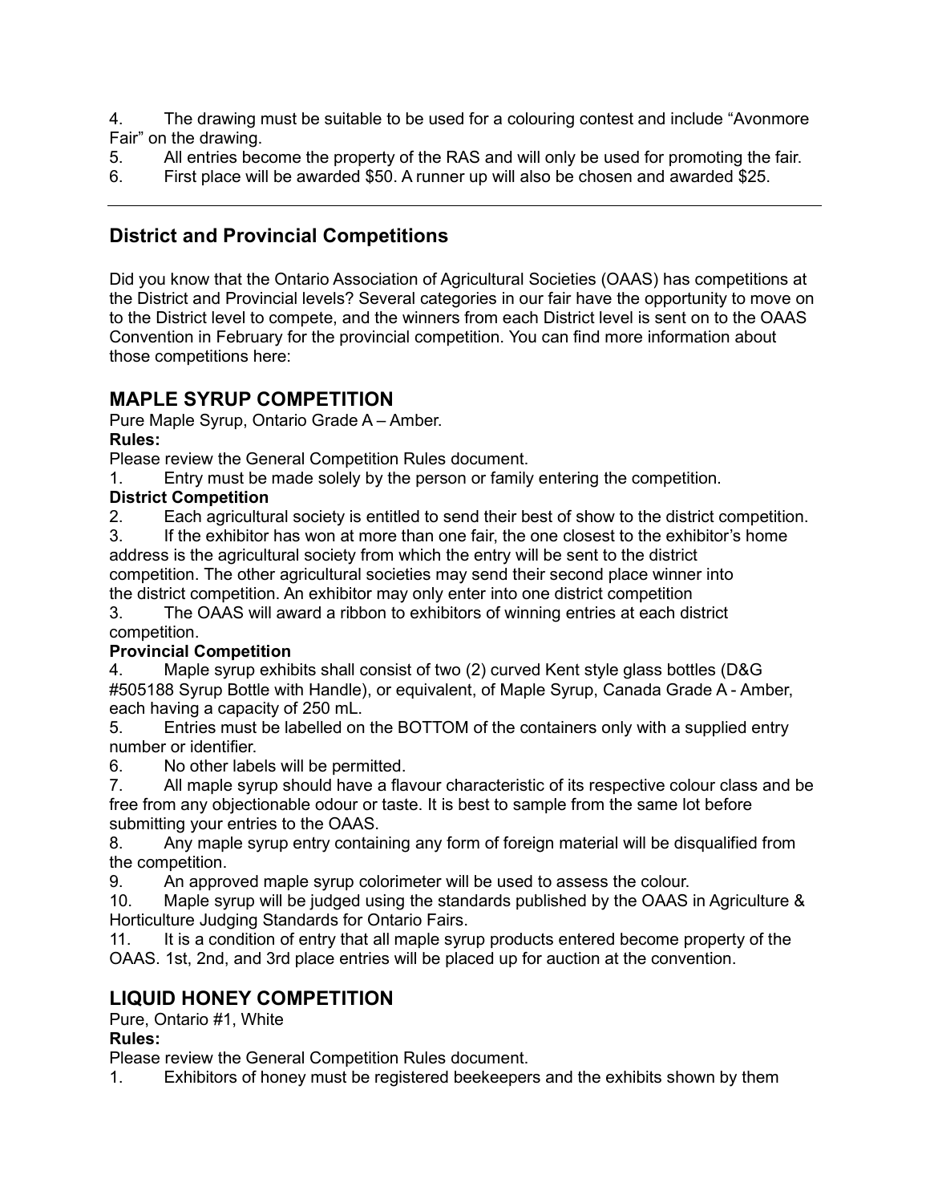4. The drawing must be suitable to be used for a colouring contest and include "Avonmore Fair" on the drawing.
5. All entries become the property of the RAS and will only be used for promoting the fair.
6. First place will be awarded $50. A runner up will also be chosen and awarded $25.

---

## District and Provincial Competitions

Did you know that the Ontario Association of Agricultural Societies (OAAS) has competitions at the District and Provincial levels? Several categories in our fair have the opportunity to move on to the District level to compete, and the winners from each District level is sent on to the OAAS Convention in February for the provincial competition. You can find more information about those competitions here:

## MAPLE SYRUP COMPETITION

Pure Maple Syrup, Ontario Grade A – Amber.

**Rules:**

Please review the General Competition Rules document.

1. Entry must be made solely by the person or family entering the competition.

**District Competition**

2. Each agricultural society is entitled to send their best of show to the district competition.
3. If the exhibitor has won at more than one fair, the one closest to the exhibitor's home address is the agricultural society from which the entry will be sent to the district competition. The other agricultural societies may send their second place winner into the district competition. An exhibitor may only enter into one district competition
3. The OAAS will award a ribbon to exhibitors of winning entries at each district competition.

**Provincial Competition**

4. Maple syrup exhibits shall consist of two (2) curved Kent style glass bottles (D&G #505188 Syrup Bottle with Handle), or equivalent, of Maple Syrup, Canada Grade A - Amber, each having a capacity of 250 mL.
5. Entries must be labelled on the BOTTOM of the containers only with a supplied entry number or identifier.
6. No other labels will be permitted.
7. All maple syrup should have a flavour characteristic of its respective colour class and be free from any objectionable odour or taste. It is best to sample from the same lot before submitting your entries to the OAAS.
8. Any maple syrup entry containing any form of foreign material will be disqualified from the competition.
9. An approved maple syrup colorimeter will be used to assess the colour.
10. Maple syrup will be judged using the standards published by the OAAS in Agriculture & Horticulture Judging Standards for Ontario Fairs.
11. It is a condition of entry that all maple syrup products entered become property of the OAAS. 1st, 2nd, and 3rd place entries will be placed up for auction at the convention.

## LIQUID HONEY COMPETITION

Pure, Ontario #1, White

**Rules:**

Please review the General Competition Rules document.

1. Exhibitors of honey must be registered beekeepers and the exhibits shown by them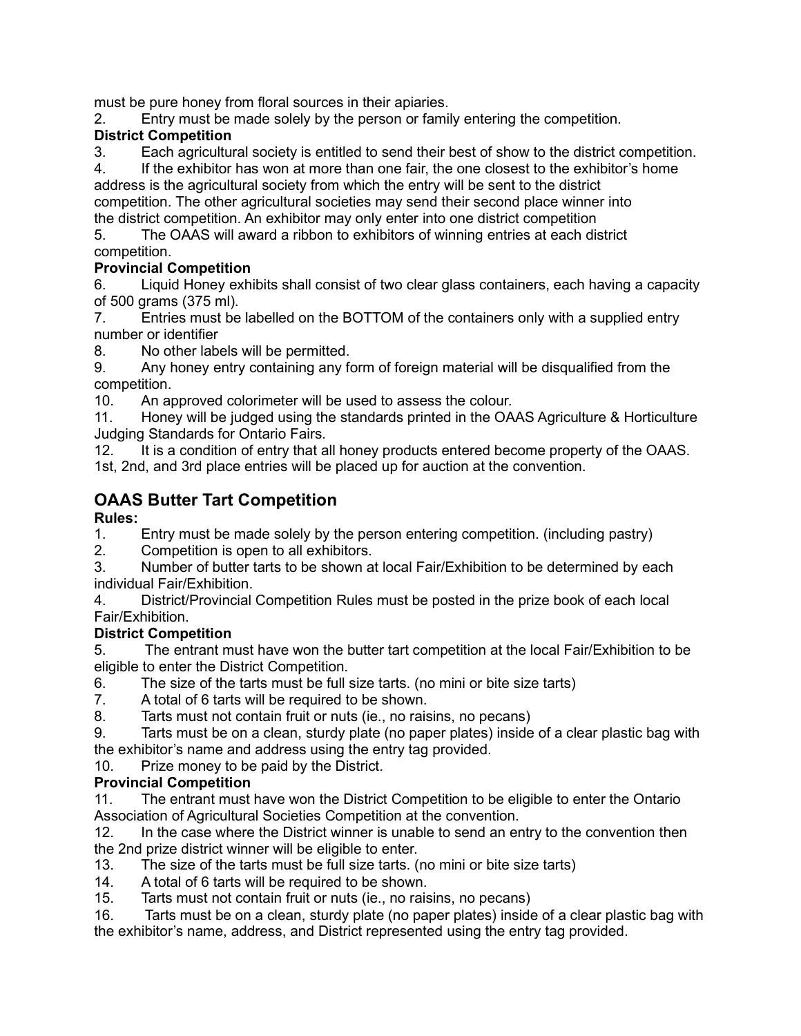must be pure honey from floral sources in their apiaries.

2. Entry must be made solely by the person or family entering the competition.

**District Competition**

3. Each agricultural society is entitled to send their best of show to the district competition.
4. If the exhibitor has won at more than one fair, the one closest to the exhibitor's home address is the agricultural society from which the entry will be sent to the district competition. The other agricultural societies may send their second place winner into the district competition. An exhibitor may only enter into one district competition
5. The OAAS will award a ribbon to exhibitors of winning entries at each district competition.

**Provincial Competition**

6. Liquid Honey exhibits shall consist of two clear glass containers, each having a capacity of 500 grams (375 ml).
7. Entries must be labelled on the BOTTOM of the containers only with a supplied entry number or identifier
8. No other labels will be permitted.
9. Any honey entry containing any form of foreign material will be disqualified from the competition.
10. An approved colorimeter will be used to assess the colour.
11. Honey will be judged using the standards printed in the OAAS Agriculture & Horticulture Judging Standards for Ontario Fairs.
12. It is a condition of entry that all honey products entered become property of the OAAS. 1st, 2nd, and 3rd place entries will be placed up for auction at the convention.

## OAAS Butter Tart Competition

**Rules:**

1. Entry must be made solely by the person entering competition. (including pastry)
2. Competition is open to all exhibitors.
3. Number of butter tarts to be shown at local Fair/Exhibition to be determined by each individual Fair/Exhibition.
4. District/Provincial Competition Rules must be posted in the prize book of each local Fair/Exhibition.

**District Competition**

5. The entrant must have won the butter tart competition at the local Fair/Exhibition to be eligible to enter the District Competition.
6. The size of the tarts must be full size tarts. (no mini or bite size tarts)
7. A total of 6 tarts will be required to be shown.
8. Tarts must not contain fruit or nuts (ie., no raisins, no pecans)
9. Tarts must be on a clean, sturdy plate (no paper plates) inside of a clear plastic bag with the exhibitor's name and address using the entry tag provided.
10. Prize money to be paid by the District.

**Provincial Competition**

11. The entrant must have won the District Competition to be eligible to enter the Ontario Association of Agricultural Societies Competition at the convention.
12. In the case where the District winner is unable to send an entry to the convention then the 2nd prize district winner will be eligible to enter.
13. The size of the tarts must be full size tarts. (no mini or bite size tarts)
14. A total of 6 tarts will be required to be shown.
15. Tarts must not contain fruit or nuts (ie., no raisins, no pecans)
16. Tarts must be on a clean, sturdy plate (no paper plates) inside of a clear plastic bag with the exhibitor's name, address, and District represented using the entry tag provided.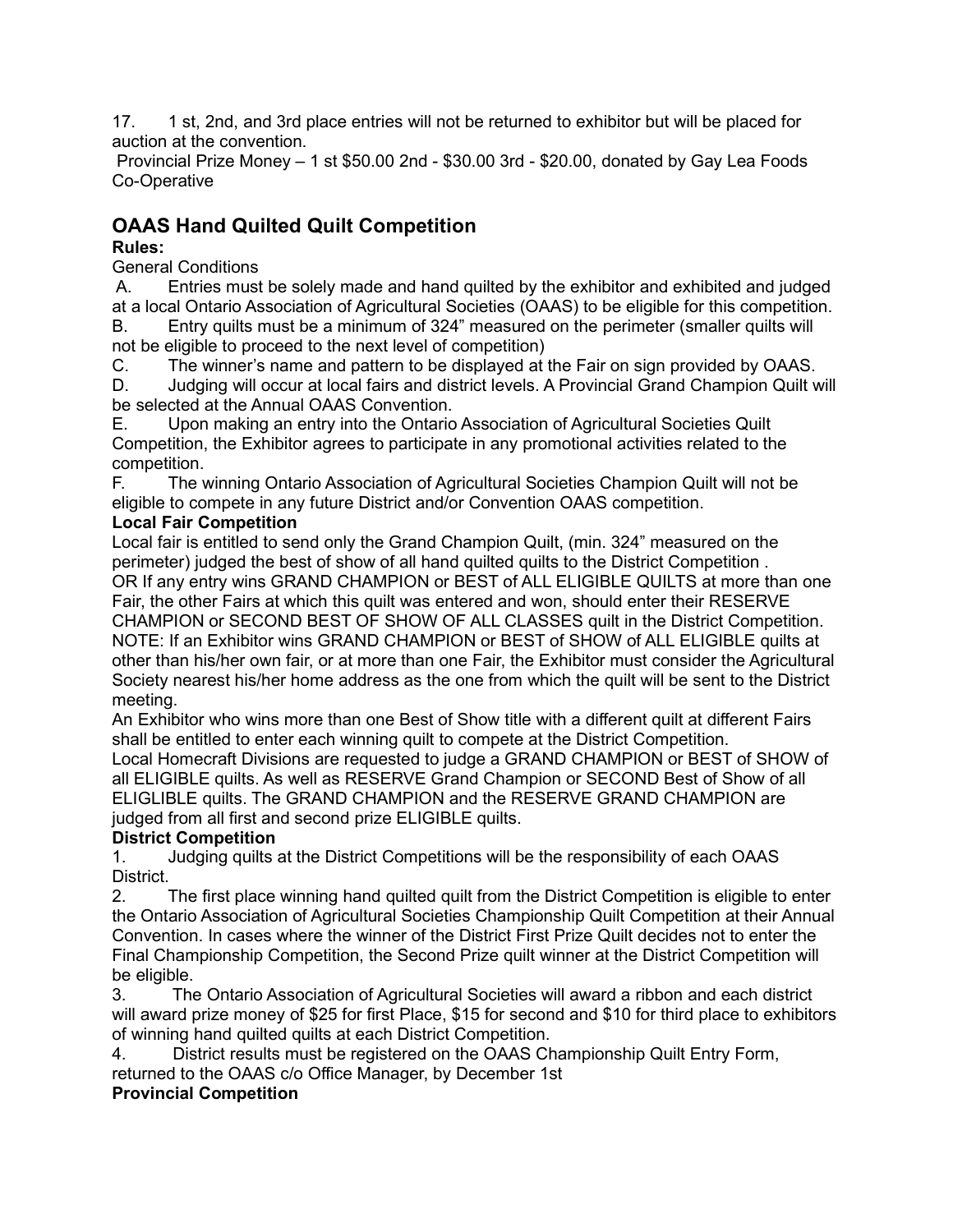17. 1 st, 2nd, and 3rd place entries will not be returned to exhibitor but will be placed for auction at the convention.

Provincial Prize Money – 1 st $50.00 2nd - $30.00 3rd - $20.00, donated by Gay Lea Foods Co-Operative

## OAAS Hand Quilted Quilt Competition

**Rules:**

General Conditions

A. Entries must be solely made and hand quilted by the exhibitor and exhibited and judged at a local Ontario Association of Agricultural Societies (OAAS) to be eligible for this competition.

B. Entry quilts must be a minimum of 324" measured on the perimeter (smaller quilts will not be eligible to proceed to the next level of competition)

C. The winner's name and pattern to be displayed at the Fair on sign provided by OAAS.

D. Judging will occur at local fairs and district levels. A Provincial Grand Champion Quilt will be selected at the Annual OAAS Convention.

E. Upon making an entry into the Ontario Association of Agricultural Societies Quilt Competition, the Exhibitor agrees to participate in any promotional activities related to the competition.

F. The winning Ontario Association of Agricultural Societies Champion Quilt will not be eligible to compete in any future District and/or Convention OAAS competition.

**Local Fair Competition**

Local fair is entitled to send only the Grand Champion Quilt, (min. 324" measured on the perimeter) judged the best of show of all hand quilted quilts to the District Competition .

OR If any entry wins GRAND CHAMPION or BEST of ALL ELIGIBLE QUILTS at more than one Fair, the other Fairs at which this quilt was entered and won, should enter their RESERVE CHAMPION or SECOND BEST OF SHOW OF ALL CLASSES quilt in the District Competition.

NOTE: If an Exhibitor wins GRAND CHAMPION or BEST of SHOW of ALL ELIGIBLE quilts at other than his/her own fair, or at more than one Fair, the Exhibitor must consider the Agricultural Society nearest his/her home address as the one from which the quilt will be sent to the District meeting.

An Exhibitor who wins more than one Best of Show title with a different quilt at different Fairs shall be entitled to enter each winning quilt to compete at the District Competition.

Local Homecraft Divisions are requested to judge a GRAND CHAMPION or BEST of SHOW of all ELIGIBLE quilts. As well as RESERVE Grand Champion or SECOND Best of Show of all ELIGLIBLE quilts. The GRAND CHAMPION and the RESERVE GRAND CHAMPION are judged from all first and second prize ELIGIBLE quilts.

**District Competition**

1. Judging quilts at the District Competitions will be the responsibility of each OAAS District.

2. The first place winning hand quilted quilt from the District Competition is eligible to enter the Ontario Association of Agricultural Societies Championship Quilt Competition at their Annual Convention. In cases where the winner of the District First Prize Quilt decides not to enter the Final Championship Competition, the Second Prize quilt winner at the District Competition will be eligible.

3. The Ontario Association of Agricultural Societies will award a ribbon and each district will award prize money of $25 for first Place, $15 for second and $10 for third place to exhibitors of winning hand quilted quilts at each District Competition.

4. District results must be registered on the OAAS Championship Quilt Entry Form, returned to the OAAS c/o Office Manager, by December 1st

**Provincial Competition**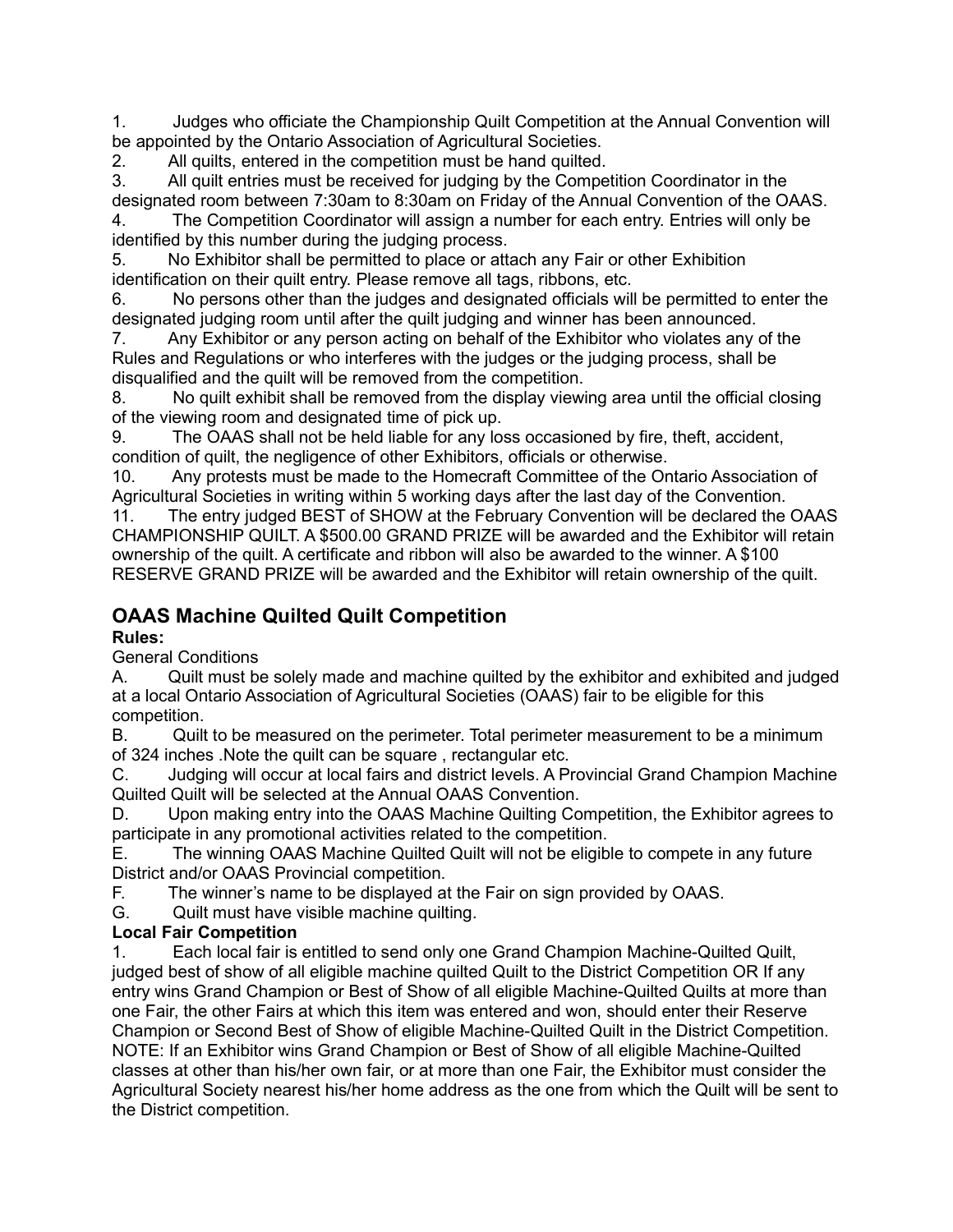1. Judges who officiate the Championship Quilt Competition at the Annual Convention will be appointed by the Ontario Association of Agricultural Societies.
2. All quilts, entered in the competition must be hand quilted.
3. All quilt entries must be received for judging by the Competition Coordinator in the designated room between 7:30am to 8:30am on Friday of the Annual Convention of the OAAS.
4. The Competition Coordinator will assign a number for each entry. Entries will only be identified by this number during the judging process.
5. No Exhibitor shall be permitted to place or attach any Fair or other Exhibition identification on their quilt entry. Please remove all tags, ribbons, etc.
6. No persons other than the judges and designated officials will be permitted to enter the designated judging room until after the quilt judging and winner has been announced.
7. Any Exhibitor or any person acting on behalf of the Exhibitor who violates any of the Rules and Regulations or who interferes with the judges or the judging process, shall be disqualified and the quilt will be removed from the competition.
8. No quilt exhibit shall be removed from the display viewing area until the official closing of the viewing room and designated time of pick up.
9. The OAAS shall not be held liable for any loss occasioned by fire, theft, accident, condition of quilt, the negligence of other Exhibitors, officials or otherwise.
10. Any protests must be made to the Homecraft Committee of the Ontario Association of Agricultural Societies in writing within 5 working days after the last day of the Convention.
11. The entry judged BEST of SHOW at the February Convention will be declared the OAAS CHAMPIONSHIP QUILT. A $500.00 GRAND PRIZE will be awarded and the Exhibitor will retain ownership of the quilt. A certificate and ribbon will also be awarded to the winner. A $100 RESERVE GRAND PRIZE will be awarded and the Exhibitor will retain ownership of the quilt.

## OAAS Machine Quilted Quilt Competition

**Rules:**

General Conditions

A. Quilt must be solely made and machine quilted by the exhibitor and exhibited and judged at a local Ontario Association of Agricultural Societies (OAAS) fair to be eligible for this competition.

B. Quilt to be measured on the perimeter. Total perimeter measurement to be a minimum of 324 inches .Note the quilt can be square , rectangular etc.

C. Judging will occur at local fairs and district levels. A Provincial Grand Champion Machine Quilted Quilt will be selected at the Annual OAAS Convention.

D. Upon making entry into the OAAS Machine Quilting Competition, the Exhibitor agrees to participate in any promotional activities related to the competition.

E. The winning OAAS Machine Quilted Quilt will not be eligible to compete in any future District and/or OAAS Provincial competition.

F. The winner's name to be displayed at the Fair on sign provided by OAAS.

G. Quilt must have visible machine quilting.

**Local Fair Competition**

1. Each local fair is entitled to send only one Grand Champion Machine-Quilted Quilt, judged best of show of all eligible machine quilted Quilt to the District Competition OR If any entry wins Grand Champion or Best of Show of all eligible Machine-Quilted Quilts at more than one Fair, the other Fairs at which this item was entered and won, should enter their Reserve Champion or Second Best of Show of eligible Machine-Quilted Quilt in the District Competition. NOTE: If an Exhibitor wins Grand Champion or Best of Show of all eligible Machine-Quilted classes at other than his/her own fair, or at more than one Fair, the Exhibitor must consider the Agricultural Society nearest his/her home address as the one from which the Quilt will be sent to the District competition.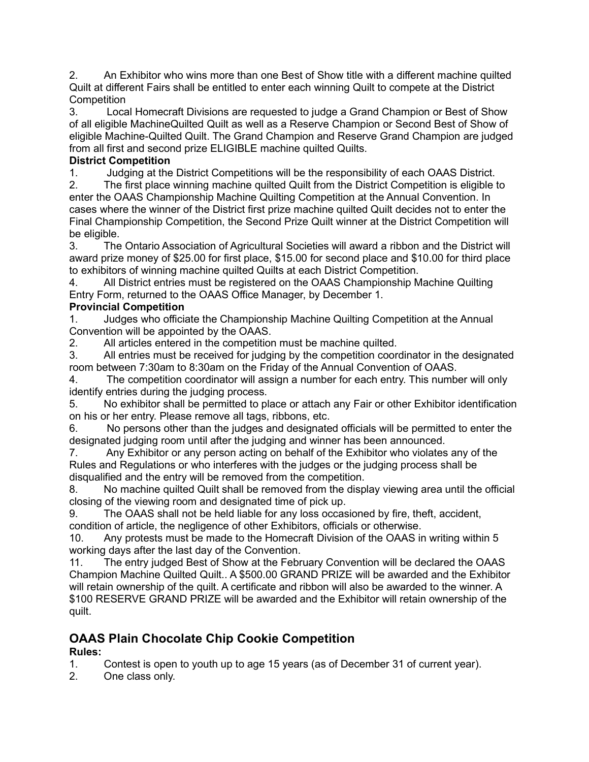2. An Exhibitor who wins more than one Best of Show title with a different machine quilted Quilt at different Fairs shall be entitled to enter each winning Quilt to compete at the District Competition
3. Local Homecraft Divisions are requested to judge a Grand Champion or Best of Show of all eligible MachineQuilted Quilt as well as a Reserve Champion or Second Best of Show of eligible Machine-Quilted Quilt. The Grand Champion and Reserve Grand Champion are judged from all first and second prize ELIGIBLE machine quilted Quilts.

**District Competition**

1. Judging at the District Competitions will be the responsibility of each OAAS District.
2. The first place winning machine quilted Quilt from the District Competition is eligible to enter the OAAS Championship Machine Quilting Competition at the Annual Convention. In cases where the winner of the District first prize machine quilted Quilt decides not to enter the Final Championship Competition, the Second Prize Quilt winner at the District Competition will be eligible.
3. The Ontario Association of Agricultural Societies will award a ribbon and the District will award prize money of $25.00 for first place, $15.00 for second place and $10.00 for third place to exhibitors of winning machine quilted Quilts at each District Competition.
4. All District entries must be registered on the OAAS Championship Machine Quilting Entry Form, returned to the OAAS Office Manager, by December 1.

**Provincial Competition**

1. Judges who officiate the Championship Machine Quilting Competition at the Annual Convention will be appointed by the OAAS.
2. All articles entered in the competition must be machine quilted.
3. All entries must be received for judging by the competition coordinator in the designated room between 7:30am to 8:30am on the Friday of the Annual Convention of OAAS.
4. The competition coordinator will assign a number for each entry. This number will only identify entries during the judging process.
5. No exhibitor shall be permitted to place or attach any Fair or other Exhibitor identification on his or her entry. Please remove all tags, ribbons, etc.
6. No persons other than the judges and designated officials will be permitted to enter the designated judging room until after the judging and winner has been announced.
7. Any Exhibitor or any person acting on behalf of the Exhibitor who violates any of the Rules and Regulations or who interferes with the judges or the judging process shall be disqualified and the entry will be removed from the competition.
8. No machine quilted Quilt shall be removed from the display viewing area until the official closing of the viewing room and designated time of pick up.
9. The OAAS shall not be held liable for any loss occasioned by fire, theft, accident, condition of article, the negligence of other Exhibitors, officials or otherwise.
10. Any protests must be made to the Homecraft Division of the OAAS in writing within 5 working days after the last day of the Convention.
11. The entry judged Best of Show at the February Convention will be declared the OAAS Champion Machine Quilted Quilt.. A $500.00 GRAND PRIZE will be awarded and the Exhibitor will retain ownership of the quilt. A certificate and ribbon will also be awarded to the winner. A $100 RESERVE GRAND PRIZE will be awarded and the Exhibitor will retain ownership of the quilt.

## OAAS Plain Chocolate Chip Cookie Competition

**Rules:**

1. Contest is open to youth up to age 15 years (as of December 31 of current year).
2. One class only.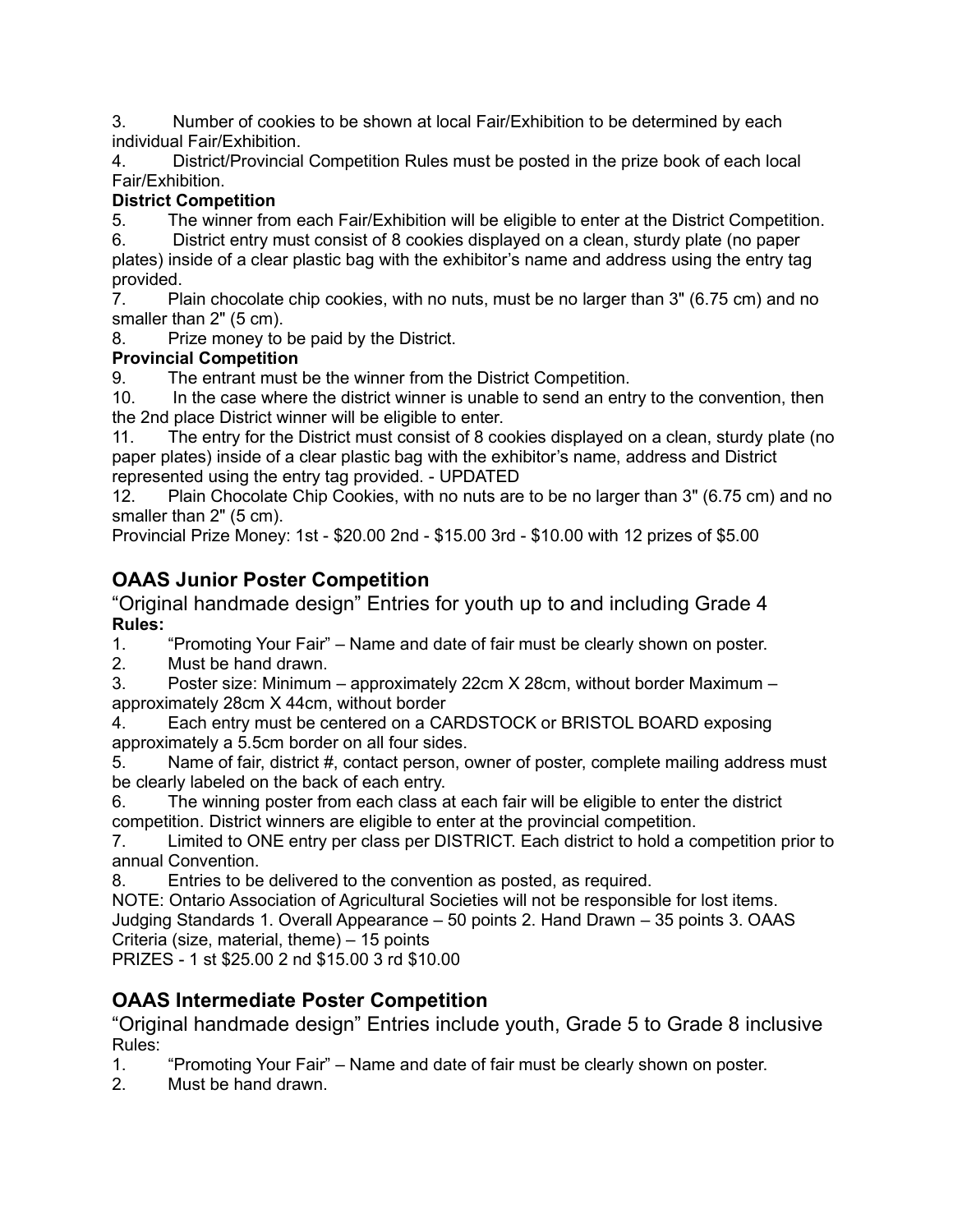3. Number of cookies to be shown at local Fair/Exhibition to be determined by each individual Fair/Exhibition.

4. District/Provincial Competition Rules must be posted in the prize book of each local Fair/Exhibition.

**District Competition**

5. The winner from each Fair/Exhibition will be eligible to enter at the District Competition.

6. District entry must consist of 8 cookies displayed on a clean, sturdy plate (no paper plates) inside of a clear plastic bag with the exhibitor's name and address using the entry tag provided.

7. Plain chocolate chip cookies, with no nuts, must be no larger than 3" (6.75 cm) and no smaller than 2" (5 cm).

8. Prize money to be paid by the District.

**Provincial Competition**

9. The entrant must be the winner from the District Competition.

10. In the case where the district winner is unable to send an entry to the convention, then the 2nd place District winner will be eligible to enter.

11. The entry for the District must consist of 8 cookies displayed on a clean, sturdy plate (no paper plates) inside of a clear plastic bag with the exhibitor's name, address and District represented using the entry tag provided. - UPDATED

12. Plain Chocolate Chip Cookies, with no nuts are to be no larger than 3" (6.75 cm) and no smaller than 2" (5 cm).

Provincial Prize Money: 1st - $20.00 2nd - $15.00 3rd - $10.00 with 12 prizes of $5.00

## OAAS Junior Poster Competition

"Original handmade design" Entries for youth up to and including Grade 4

**Rules:**

1. "Promoting Your Fair" – Name and date of fair must be clearly shown on poster.
2. Must be hand drawn.
3. Poster size: Minimum – approximately 22cm X 28cm, without border Maximum – approximately 28cm X 44cm, without border
4. Each entry must be centered on a CARDSTOCK or BRISTOL BOARD exposing approximately a 5.5cm border on all four sides.
5. Name of fair, district #, contact person, owner of poster, complete mailing address must be clearly labeled on the back of each entry.
6. The winning poster from each class at each fair will be eligible to enter the district competition. District winners are eligible to enter at the provincial competition.
7. Limited to ONE entry per class per DISTRICT. Each district to hold a competition prior to annual Convention.
8. Entries to be delivered to the convention as posted, as required.

NOTE: Ontario Association of Agricultural Societies will not be responsible for lost items.

Judging Standards 1. Overall Appearance – 50 points 2. Hand Drawn – 35 points 3. OAAS Criteria (size, material, theme) – 15 points

PRIZES - 1 st $25.00 2 nd $15.00 3 rd $10.00

## OAAS Intermediate Poster Competition

"Original handmade design" Entries include youth, Grade 5 to Grade 8 inclusive

Rules:

1. "Promoting Your Fair" – Name and date of fair must be clearly shown on poster.
2. Must be hand drawn.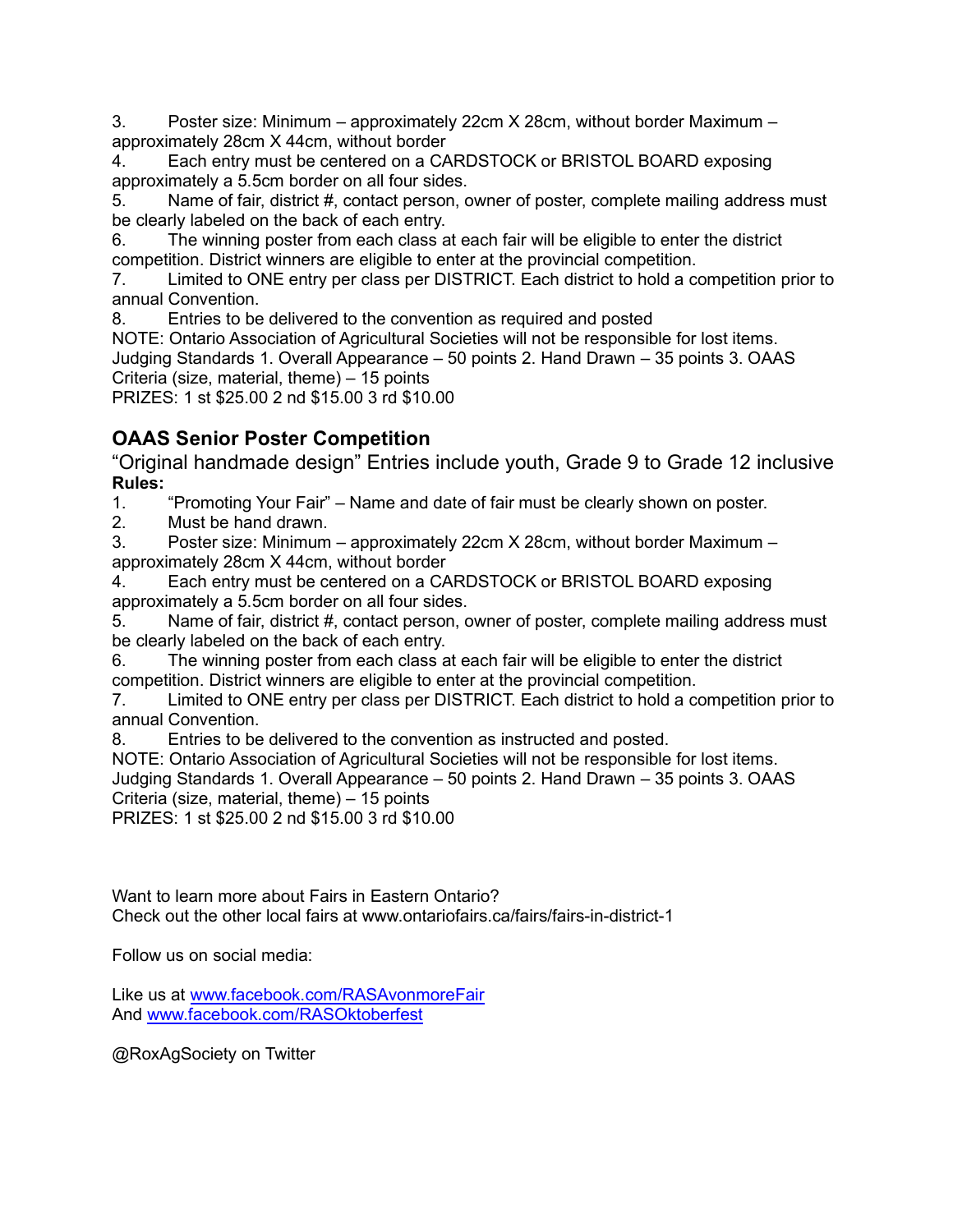3. Poster size: Minimum – approximately 22cm X 28cm, without border Maximum – approximately 28cm X 44cm, without border
4. Each entry must be centered on a CARDSTOCK or BRISTOL BOARD exposing approximately a 5.5cm border on all four sides.
5. Name of fair, district #, contact person, owner of poster, complete mailing address must be clearly labeled on the back of each entry.
6. The winning poster from each class at each fair will be eligible to enter the district competition. District winners are eligible to enter at the provincial competition.
7. Limited to ONE entry per class per DISTRICT. Each district to hold a competition prior to annual Convention.
8. Entries to be delivered to the convention as required and posted

NOTE: Ontario Association of Agricultural Societies will not be responsible for lost items.
Judging Standards 1. Overall Appearance – 50 points 2. Hand Drawn – 35 points 3. OAAS Criteria (size, material, theme) – 15 points
PRIZES: 1 st $25.00 2 nd $15.00 3 rd $10.00

## OAAS Senior Poster Competition

"Original handmade design" Entries include youth, Grade 9 to Grade 12 inclusive

**Rules:**

1. "Promoting Your Fair" – Name and date of fair must be clearly shown on poster.
2. Must be hand drawn.
3. Poster size: Minimum – approximately 22cm X 28cm, without border Maximum – approximately 28cm X 44cm, without border
4. Each entry must be centered on a CARDSTOCK or BRISTOL BOARD exposing approximately a 5.5cm border on all four sides.
5. Name of fair, district #, contact person, owner of poster, complete mailing address must be clearly labeled on the back of each entry.
6. The winning poster from each class at each fair will be eligible to enter the district competition. District winners are eligible to enter at the provincial competition.
7. Limited to ONE entry per class per DISTRICT. Each district to hold a competition prior to annual Convention.
8. Entries to be delivered to the convention as instructed and posted.

NOTE: Ontario Association of Agricultural Societies will not be responsible for lost items.
Judging Standards 1. Overall Appearance – 50 points 2. Hand Drawn – 35 points 3. OAAS Criteria (size, material, theme) – 15 points
PRIZES: 1 st $25.00 2 nd $15.00 3 rd $10.00

Want to learn more about Fairs in Eastern Ontario?
Check out the other local fairs at www.ontariofairs.ca/fairs/fairs-in-district-1

Follow us on social media:

Like us at www.facebook.com/RASAvonmoreFair
And www.facebook.com/RASOktoberfest

@RoxAgSociety on Twitter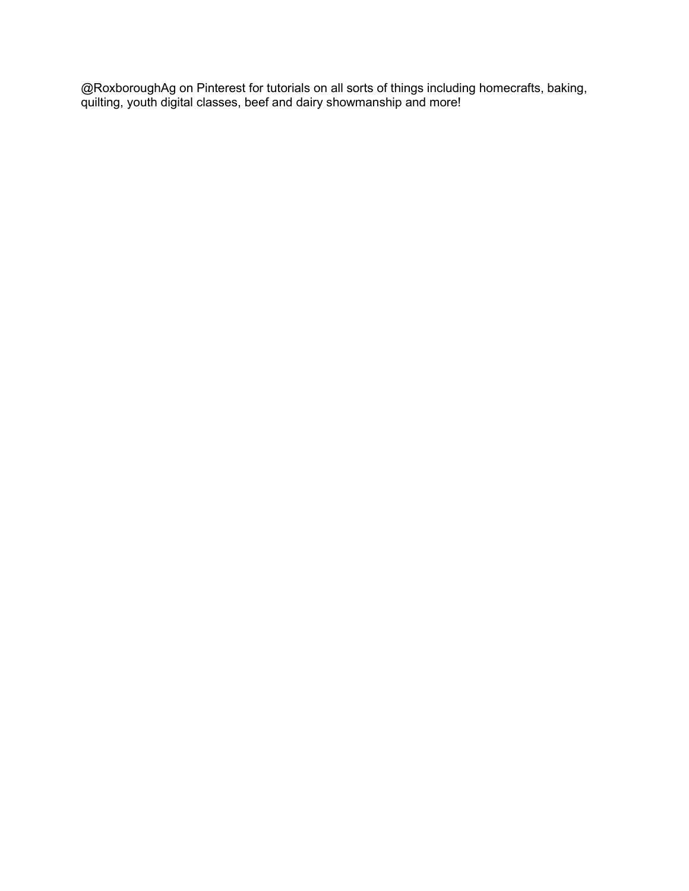@RoxboroughAg on Pinterest for tutorials on all sorts of things including homecrafts, baking, quilting, youth digital classes, beef and dairy showmanship and more!